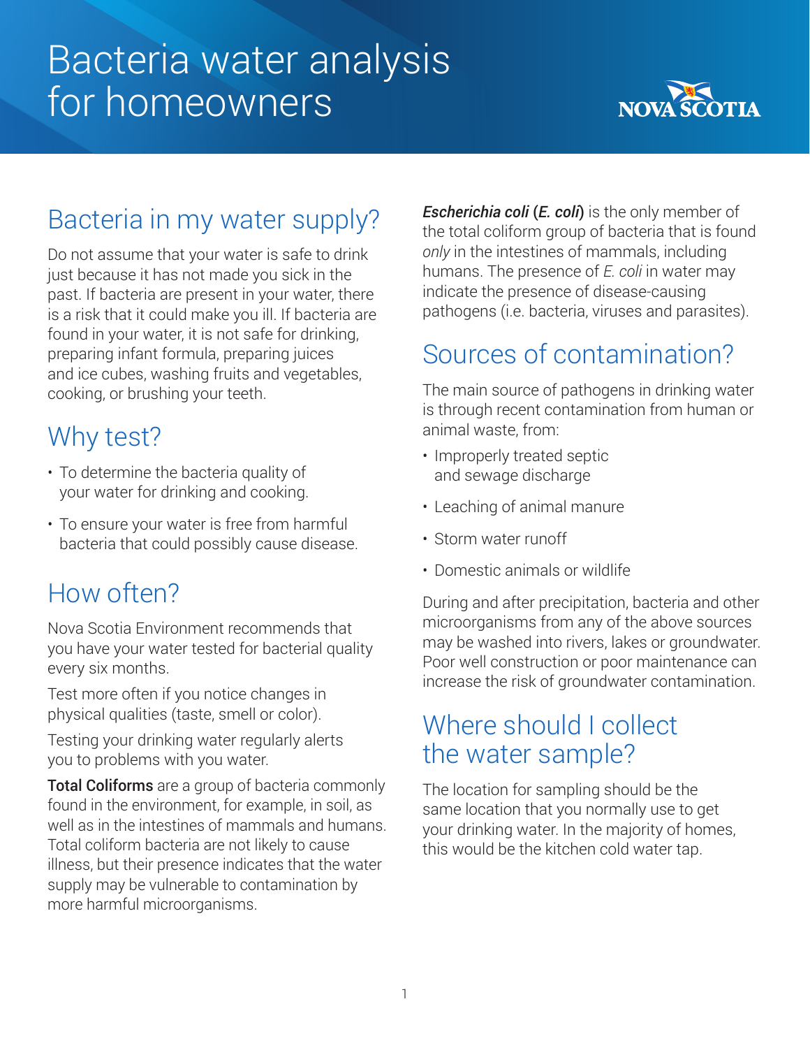# Bacteria water analysis for homeowners

## Bacteria in my water supply?

Do not assume that your water is safe to drink just because it has not made you sick in the past. If bacteria are present in your water, there is a risk that it could make you ill. If bacteria are found in your water, it is not safe for drinking, preparing infant formula, preparing juices and ice cubes, washing fruits and vegetables, cooking, or brushing your teeth.

## Why test?

- To determine the bacteria quality of your water for drinking and cooking.
- To ensure your water is free from harmful bacteria that could possibly cause disease.

## How often?

Nova Scotia Environment recommends that you have your water tested for bacterial quality every six months.

Test more often if you notice changes in physical qualities (taste, smell or color).

Testing your drinking water regularly alerts you to problems with you water.

**Total Coliforms** are a group of bacteria commonly found in the environment, for example, in soil, as well as in the intestines of mammals and humans. Total coliform bacteria are not likely to cause illness, but their presence indicates that the water supply may be vulnerable to contamination by more harmful microorganisms.

***Escherichia coli* (*E. coli*)** is the only member of the total coliform group of bacteria that is found *only* in the intestines of mammals, including humans. The presence of *E. coli* in water may indicate the presence of disease-causing pathogens (i.e. bacteria, viruses and parasites).

## Sources of contamination?

The main source of pathogens in drinking water is through recent contamination from human or animal waste, from:

- Improperly treated septic and sewage discharge
- Leaching of animal manure
- Storm water runoff
- Domestic animals or wildlife

During and after precipitation, bacteria and other microorganisms from any of the above sources may be washed into rivers, lakes or groundwater. Poor well construction or poor maintenance can increase the risk of groundwater contamination.

## Where should I collect the water sample?

The location for sampling should be the same location that you normally use to get your drinking water. In the majority of homes, this would be the kitchen cold water tap.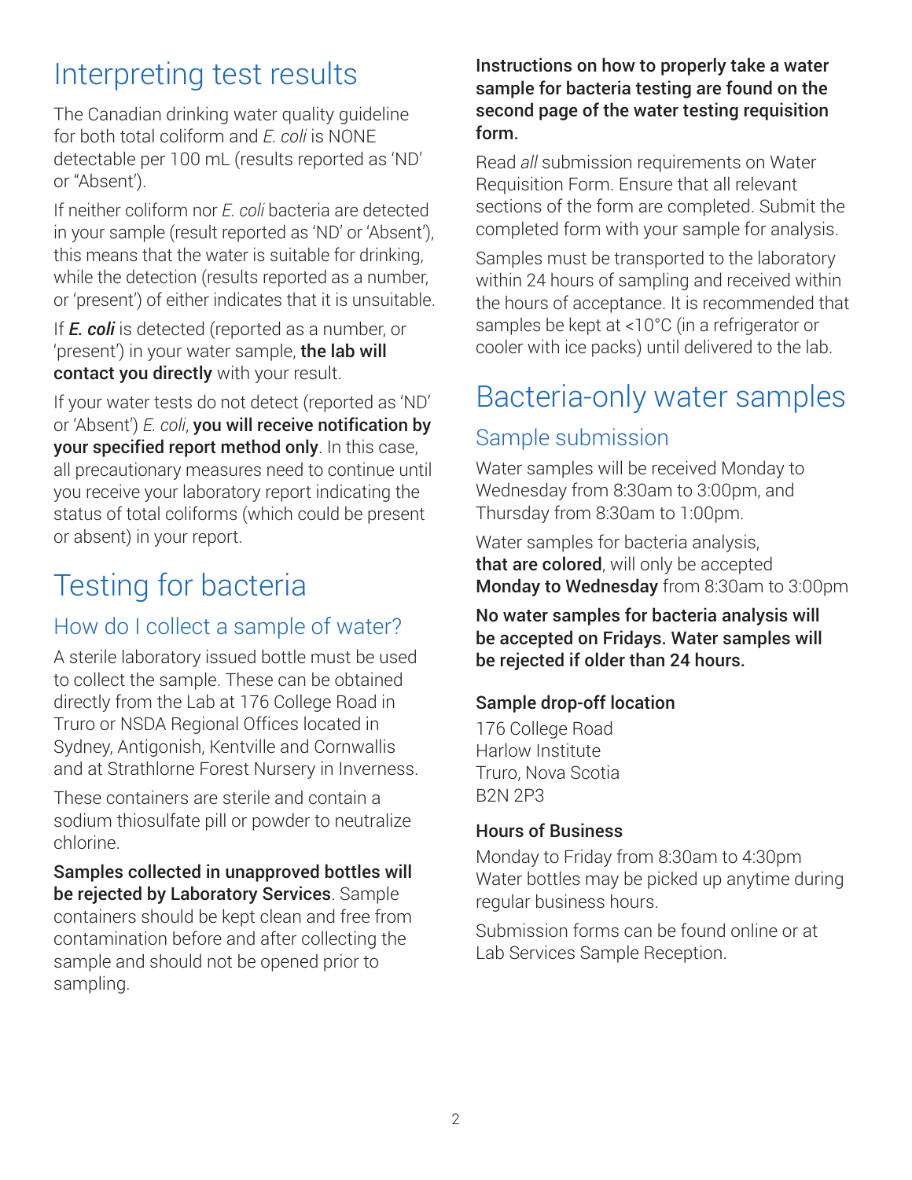# Interpreting test results

The Canadian drinking water quality guideline for both total coliform and *E. coli* is NONE detectable per 100 mL (results reported as 'ND' or "Absent').

If neither coliform nor *E. coli* bacteria are detected in your sample (result reported as 'ND' or 'Absent'), this means that the water is suitable for drinking, while the detection (results reported as a number, or 'present') of either indicates that it is unsuitable.

If ***E. coli*** is detected (reported as a number, or 'present') in your water sample, **the lab will contact you directly** with your result.

If your water tests do not detect (reported as 'ND' or 'Absent') *E. coli*, **you will receive notification by your specified report method only**. In this case, all precautionary measures need to continue until you receive your laboratory report indicating the status of total coliforms (which could be present or absent) in your report.

# Testing for bacteria

## How do I collect a sample of water?

A sterile laboratory issued bottle must be used to collect the sample. These can be obtained directly from the Lab at 176 College Road in Truro or NSDA Regional Offices located in Sydney, Antigonish, Kentville and Cornwallis and at Strathlorne Forest Nursery in Inverness.

These containers are sterile and contain a sodium thiosulfate pill or powder to neutralize chlorine.

**Samples collected in unapproved bottles will be rejected by Laboratory Services**. Sample containers should be kept clean and free from contamination before and after collecting the sample and should not be opened prior to sampling.

**Instructions on how to properly take a water sample for bacteria testing are found on the second page of the water testing requisition form.**

Read *all* submission requirements on Water Requisition Form. Ensure that all relevant sections of the form are completed. Submit the completed form with your sample for analysis.

Samples must be transported to the laboratory within 24 hours of sampling and received within the hours of acceptance. It is recommended that samples be kept at <10°C (in a refrigerator or cooler with ice packs) until delivered to the lab.

# Bacteria-only water samples

## Sample submission

Water samples will be received Monday to Wednesday from 8:30am to 3:00pm, and Thursday from 8:30am to 1:00pm.

Water samples for bacteria analysis, **that are colored**, will only be accepted **Monday to Wednesday** from 8:30am to 3:00pm

**No water samples for bacteria analysis will be accepted on Fridays. Water samples will be rejected if older than 24 hours.**

### Sample drop-off location

176 College Road
Harlow Institute
Truro, Nova Scotia
B2N 2P3

### Hours of Business

Monday to Friday from 8:30am to 4:30pm
Water bottles may be picked up anytime during regular business hours.

Submission forms can be found online or at Lab Services Sample Reception.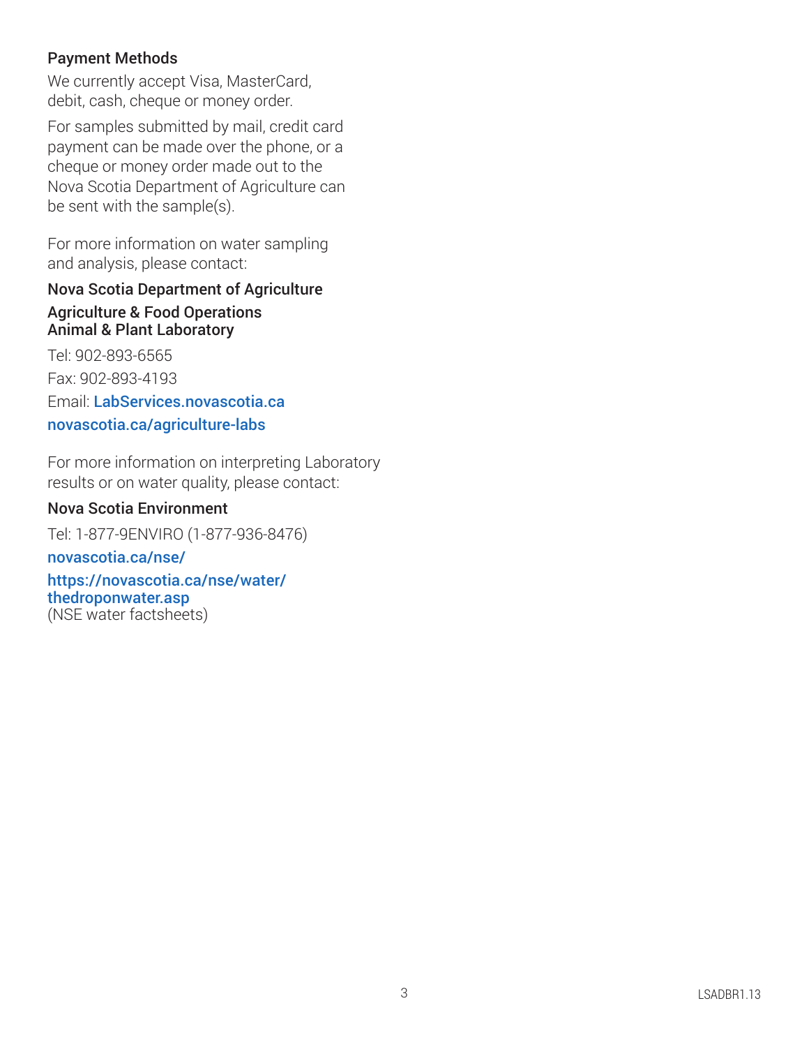## Payment Methods

We currently accept Visa, MasterCard, debit, cash, cheque or money order.

For samples submitted by mail, credit card payment can be made over the phone, or a cheque or money order made out to the Nova Scotia Department of Agriculture can be sent with the sample(s).

For more information on water sampling and analysis, please contact:

**Nova Scotia Department of Agriculture**

**Agriculture & Food Operations**
**Animal & Plant Laboratory**

Tel: 902-893-6565

Fax: 902-893-4193

Email: LabServices.novascotia.ca

novascotia.ca/agriculture-labs

For more information on interpreting Laboratory results or on water quality, please contact:

**Nova Scotia Environment**

Tel: 1-877-9ENVIRO (1-877-936-8476)

novascotia.ca/nse/

https://novascotia.ca/nse/water/thedroponwater.asp
(NSE water factsheets)

LSADBR1.13